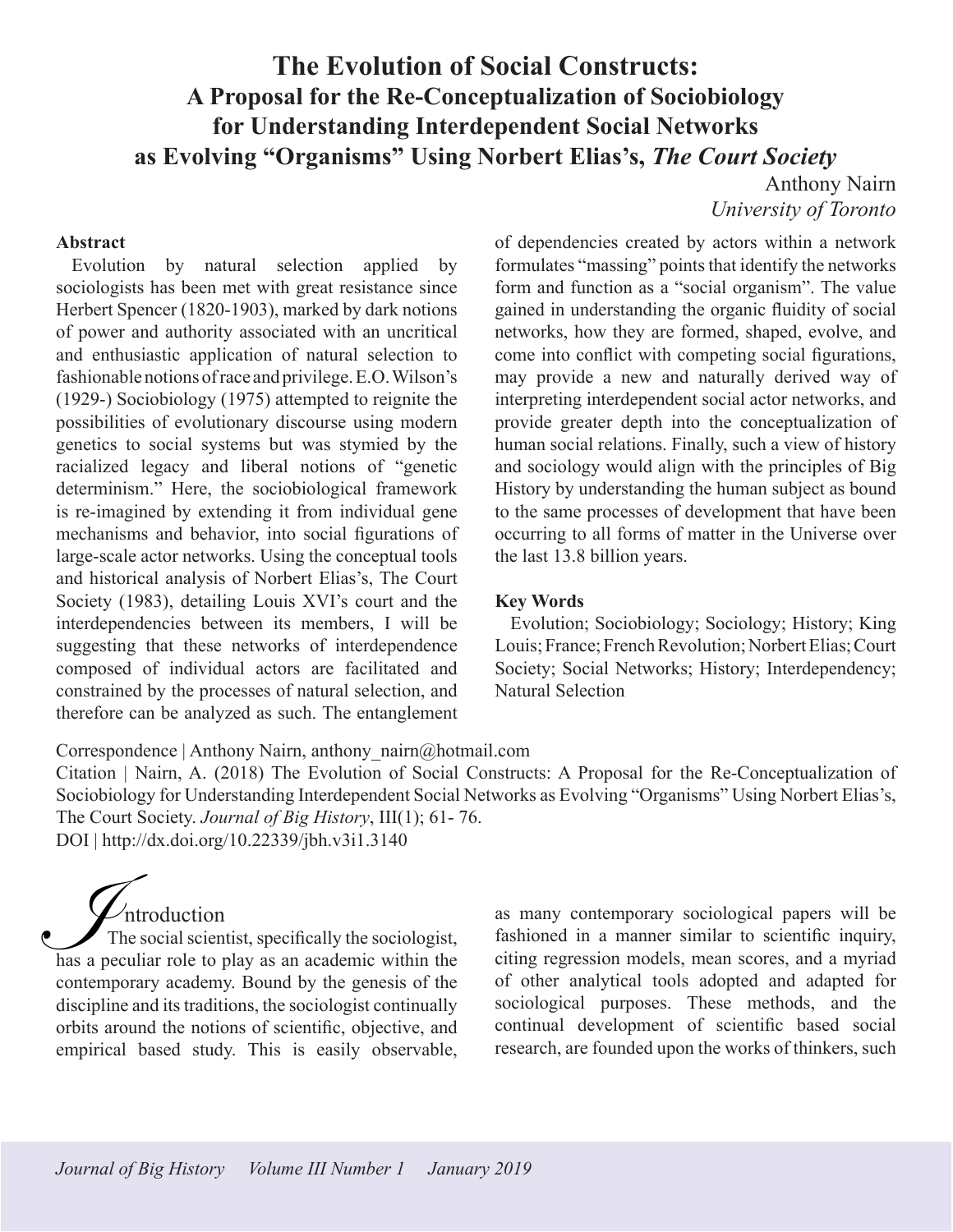# The Evolution of Social Constructs: A Proposal for the Re-Conceptualization of Sociobiology for Understanding Interdependent Social Networks as Evolving "Organisms" Using Norbert Elias's, *The Court Society*

Anthony Nairn
*University of Toronto*

**Abstract**

Evolution by natural selection applied by sociologists has been met with great resistance since Herbert Spencer (1820-1903), marked by dark notions of power and authority associated with an uncritical and enthusiastic application of natural selection to fashionable notions of race and privilege. E.O. Wilson's (1929-) Sociobiology (1975) attempted to reignite the possibilities of evolutionary discourse using modern genetics to social systems but was stymied by the racialized legacy and liberal notions of "genetic determinism." Here, the sociobiological framework is re-imagined by extending it from individual gene mechanisms and behavior, into social figurations of large-scale actor networks. Using the conceptual tools and historical analysis of Norbert Elias's, The Court Society (1983), detailing Louis XVI's court and the interdependencies between its members, I will be suggesting that these networks of interdependence composed of individual actors are facilitated and constrained by the processes of natural selection, and therefore can be analyzed as such. The entanglement of dependencies created by actors within a network formulates "massing" points that identify the networks form and function as a "social organism". The value gained in understanding the organic fluidity of social networks, how they are formed, shaped, evolve, and come into conflict with competing social figurations, may provide a new and naturally derived way of interpreting interdependent social actor networks, and provide greater depth into the conceptualization of human social relations. Finally, such a view of history and sociology would align with the principles of Big History by understanding the human subject as bound to the same processes of development that have been occurring to all forms of matter in the Universe over the last 13.8 billion years.

**Key Words**

Evolution; Sociobiology; Sociology; History; King Louis; France; French Revolution; Norbert Elias; Court Society; Social Networks; History; Interdependency; Natural Selection

Correspondence | Anthony Nairn, anthony_nairn@hotmail.com

Citation | Nairn, A. (2018) The Evolution of Social Constructs: A Proposal for the Re-Conceptualization of Sociobiology for Understanding Interdependent Social Networks as Evolving "Organisms" Using Norbert Elias's, The Court Society. *Journal of Big History*, III(1); 61- 76.

DOI | http://dx.doi.org/10.22339/jbh.v3i1.3140

## Introduction

The social scientist, specifically the sociologist, has a peculiar role to play as an academic within the contemporary academy. Bound by the genesis of the discipline and its traditions, the sociologist continually orbits around the notions of scientific, objective, and empirical based study. This is easily observable, as many contemporary sociological papers will be fashioned in a manner similar to scientific inquiry, citing regression models, mean scores, and a myriad of other analytical tools adopted and adapted for sociological purposes. These methods, and the continual development of scientific based social research, are founded upon the works of thinkers, such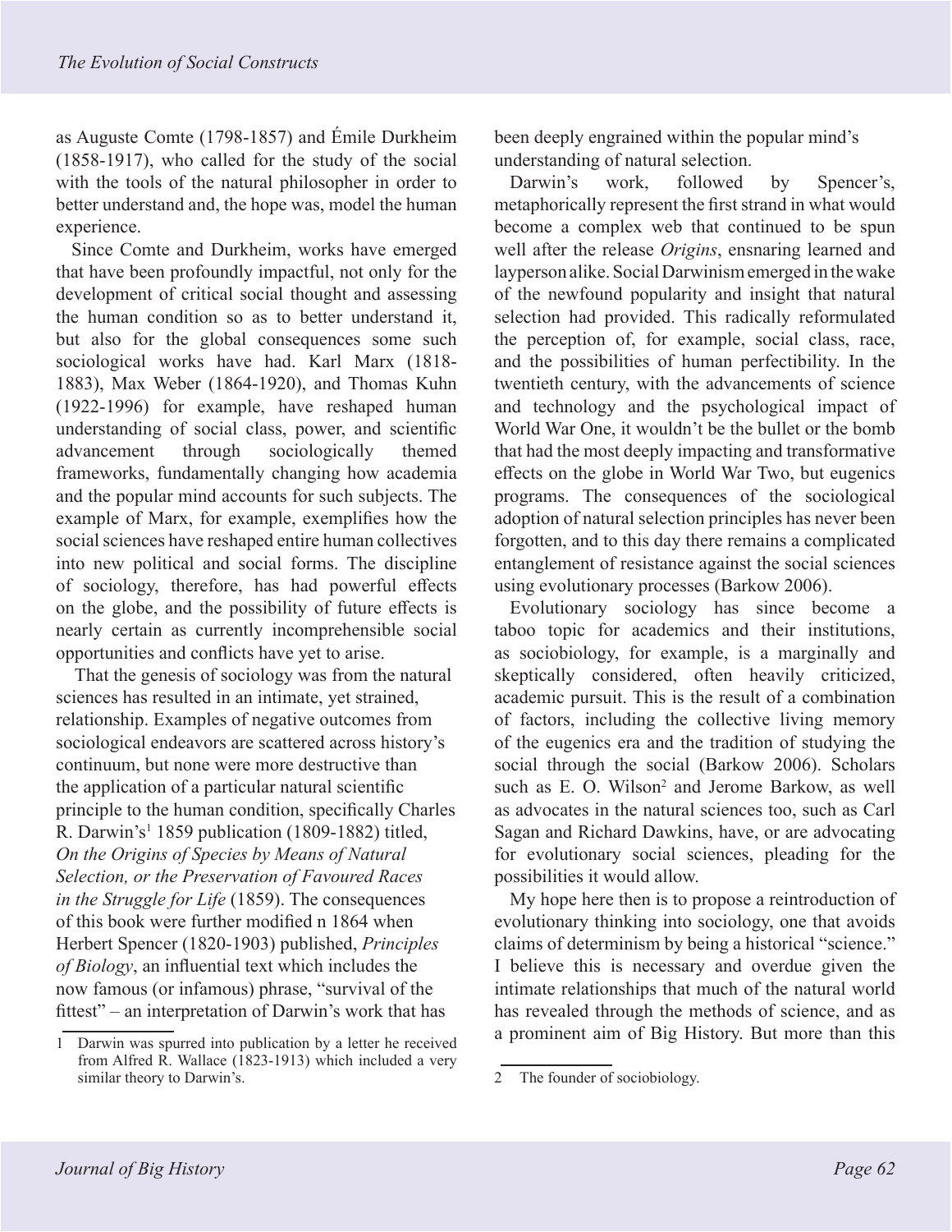as Auguste Comte (1798-1857) and Émile Durkheim (1858-1917), who called for the study of the social with the tools of the natural philosopher in order to better understand and, the hope was, model the human experience.

Since Comte and Durkheim, works have emerged that have been profoundly impactful, not only for the development of critical social thought and assessing the human condition so as to better understand it, but also for the global consequences some such sociological works have had. Karl Marx (1818-1883), Max Weber (1864-1920), and Thomas Kuhn (1922-1996) for example, have reshaped human understanding of social class, power, and scientific advancement through sociologically themed frameworks, fundamentally changing how academia and the popular mind accounts for such subjects. The example of Marx, for example, exemplifies how the social sciences have reshaped entire human collectives into new political and social forms. The discipline of sociology, therefore, has had powerful effects on the globe, and the possibility of future effects is nearly certain as currently incomprehensible social opportunities and conflicts have yet to arise.

That the genesis of sociology was from the natural sciences has resulted in an intimate, yet strained, relationship. Examples of negative outcomes from sociological endeavors are scattered across history's continuum, but none were more destructive than the application of a particular natural scientific principle to the human condition, specifically Charles R. Darwin's[1] 1859 publication (1809-1882) titled, *On the Origins of Species by Means of Natural Selection, or the Preservation of Favoured Races in the Struggle for Life* (1859). The consequences of this book were further modified n 1864 when Herbert Spencer (1820-1903) published, *Principles of Biology*, an influential text which includes the now famous (or infamous) phrase, "survival of the fittest" – an interpretation of Darwin's work that has been deeply engrained within the popular mind's understanding of natural selection.

Darwin's work, followed by Spencer's, metaphorically represent the first strand in what would become a complex web that continued to be spun well after the release *Origins*, ensnaring learned and layperson alike. Social Darwinism emerged in the wake of the newfound popularity and insight that natural selection had provided. This radically reformulated the perception of, for example, social class, race, and the possibilities of human perfectibility. In the twentieth century, with the advancements of science and technology and the psychological impact of World War One, it wouldn't be the bullet or the bomb that had the most deeply impacting and transformative effects on the globe in World War Two, but eugenics programs. The consequences of the sociological adoption of natural selection principles has never been forgotten, and to this day there remains a complicated entanglement of resistance against the social sciences using evolutionary processes (Barkow 2006).

Evolutionary sociology has since become a taboo topic for academics and their institutions, as sociobiology, for example, is a marginally and skeptically considered, often heavily criticized, academic pursuit. This is the result of a combination of factors, including the collective living memory of the eugenics era and the tradition of studying the social through the social (Barkow 2006). Scholars such as E. O. Wilson[2] and Jerome Barkow, as well as advocates in the natural sciences too, such as Carl Sagan and Richard Dawkins, have, or are advocating for evolutionary social sciences, pleading for the possibilities it would allow.

My hope here then is to propose a reintroduction of evolutionary thinking into sociology, one that avoids claims of determinism by being a historical "science." I believe this is necessary and overdue given the intimate relationships that much of the natural world has revealed through the methods of science, and as a prominent aim of Big History. But more than this

---

1 Darwin was spurred into publication by a letter he received from Alfred R. Wallace (1823-1913) which included a very similar theory to Darwin's.

2 The founder of sociobiology.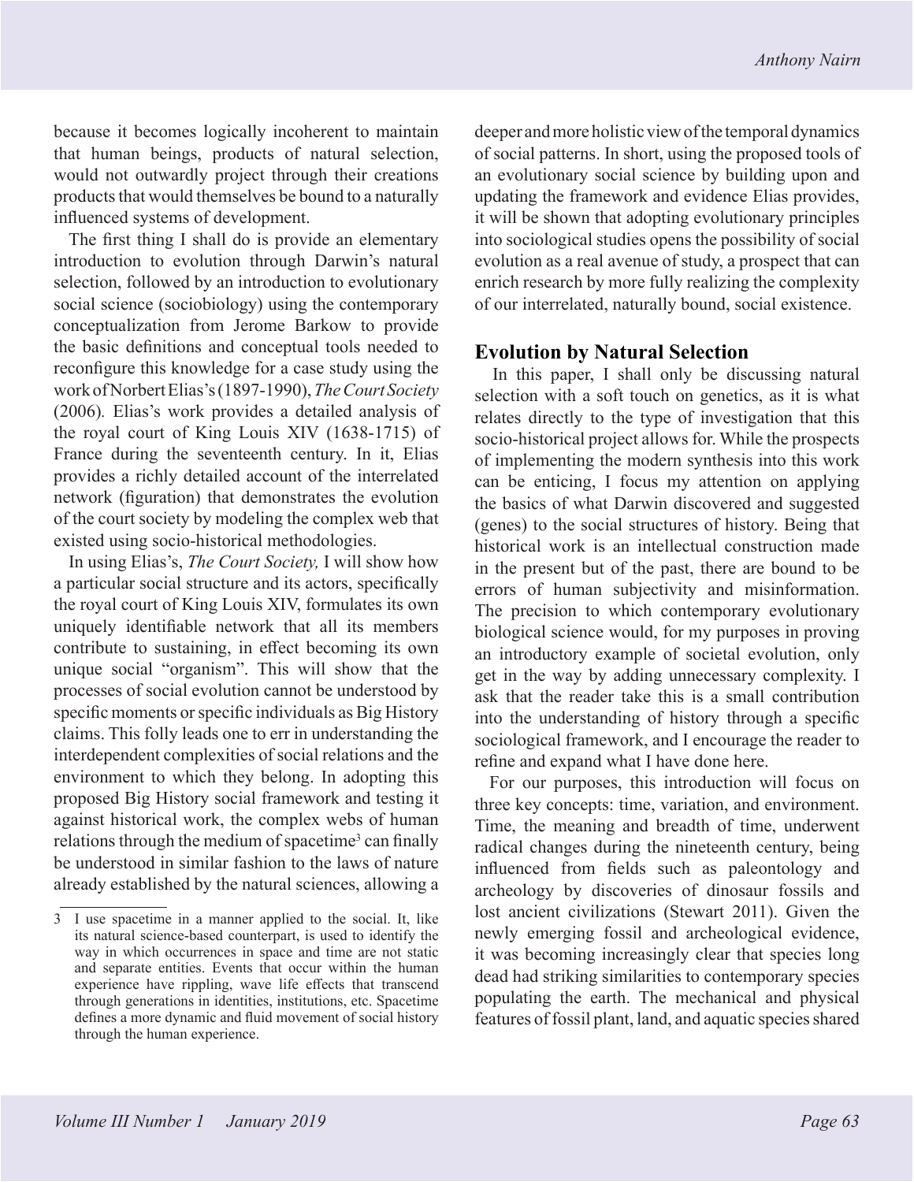because it becomes logically incoherent to maintain that human beings, products of natural selection, would not outwardly project through their creations products that would themselves be bound to a naturally influenced systems of development.

The first thing I shall do is provide an elementary introduction to evolution through Darwin's natural selection, followed by an introduction to evolutionary social science (sociobiology) using the contemporary conceptualization from Jerome Barkow to provide the basic definitions and conceptual tools needed to reconfigure this knowledge for a case study using the work of Norbert Elias's (1897-1990), *The Court Society* (2006). Elias's work provides a detailed analysis of the royal court of King Louis XIV (1638-1715) of France during the seventeenth century. In it, Elias provides a richly detailed account of the interrelated network (figuration) that demonstrates the evolution of the court society by modeling the complex web that existed using socio-historical methodologies.

In using Elias's, *The Court Society,* I will show how a particular social structure and its actors, specifically the royal court of King Louis XIV, formulates its own uniquely identifiable network that all its members contribute to sustaining, in effect becoming its own unique social "organism". This will show that the processes of social evolution cannot be understood by specific moments or specific individuals as Big History claims. This folly leads one to err in understanding the interdependent complexities of social relations and the environment to which they belong. In adopting this proposed Big History social framework and testing it against historical work, the complex webs of human relations through the medium of spacetime[3] can finally be understood in similar fashion to the laws of nature already established by the natural sciences, allowing a deeper and more holistic view of the temporal dynamics of social patterns. In short, using the proposed tools of an evolutionary social science by building upon and updating the framework and evidence Elias provides, it will be shown that adopting evolutionary principles into sociological studies opens the possibility of social evolution as a real avenue of study, a prospect that can enrich research by more fully realizing the complexity of our interrelated, naturally bound, social existence.

## Evolution by Natural Selection

In this paper, I shall only be discussing natural selection with a soft touch on genetics, as it is what relates directly to the type of investigation that this socio-historical project allows for. While the prospects of implementing the modern synthesis into this work can be enticing, I focus my attention on applying the basics of what Darwin discovered and suggested (genes) to the social structures of history. Being that historical work is an intellectual construction made in the present but of the past, there are bound to be errors of human subjectivity and misinformation. The precision to which contemporary evolutionary biological science would, for my purposes in proving an introductory example of societal evolution, only get in the way by adding unnecessary complexity. I ask that the reader take this is a small contribution into the understanding of history through a specific sociological framework, and I encourage the reader to refine and expand what I have done here.

For our purposes, this introduction will focus on three key concepts: time, variation, and environment. Time, the meaning and breadth of time, underwent radical changes during the nineteenth century, being influenced from fields such as paleontology and archeology by discoveries of dinosaur fossils and lost ancient civilizations (Stewart 2011). Given the newly emerging fossil and archeological evidence, it was becoming increasingly clear that species long dead had striking similarities to contemporary species populating the earth. The mechanical and physical features of fossil plant, land, and aquatic species shared

---

3 I use spacetime in a manner applied to the social. It, like its natural science-based counterpart, is used to identify the way in which occurrences in space and time are not static and separate entities. Events that occur within the human experience have rippling, wave life effects that transcend through generations in identities, institutions, etc. Spacetime defines a more dynamic and fluid movement of social history through the human experience.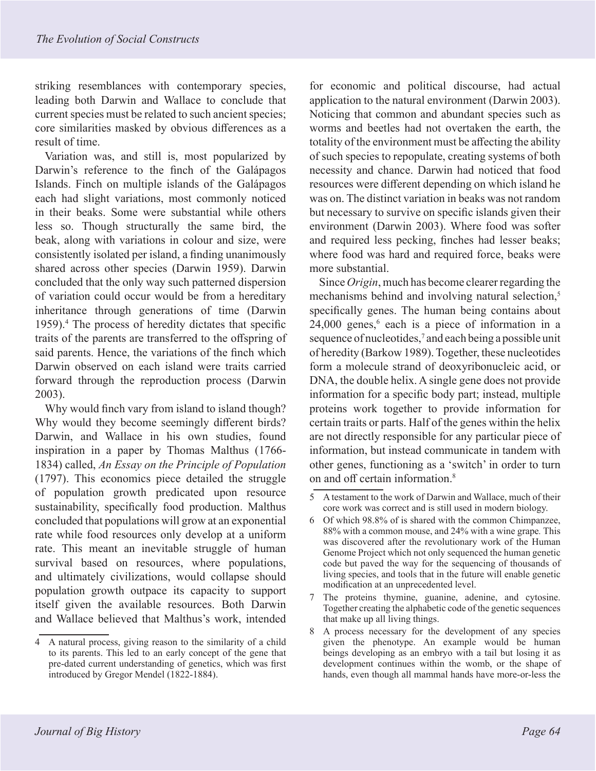striking resemblances with contemporary species, leading both Darwin and Wallace to conclude that current species must be related to such ancient species; core similarities masked by obvious differences as a result of time.

Variation was, and still is, most popularized by Darwin's reference to the finch of the Galápagos Islands. Finch on multiple islands of the Galápagos each had slight variations, most commonly noticed in their beaks. Some were substantial while others less so. Though structurally the same bird, the beak, along with variations in colour and size, were consistently isolated per island, a finding unanimously shared across other species (Darwin 1959). Darwin concluded that the only way such patterned dispersion of variation could occur would be from a hereditary inheritance through generations of time (Darwin 1959).[4] The process of heredity dictates that specific traits of the parents are transferred to the offspring of said parents. Hence, the variations of the finch which Darwin observed on each island were traits carried forward through the reproduction process (Darwin 2003).

Why would finch vary from island to island though? Why would they become seemingly different birds? Darwin, and Wallace in his own studies, found inspiration in a paper by Thomas Malthus (1766-1834) called, *An Essay on the Principle of Population* (1797). This economics piece detailed the struggle of population growth predicated upon resource sustainability, specifically food production. Malthus concluded that populations will grow at an exponential rate while food resources only develop at a uniform rate. This meant an inevitable struggle of human survival based on resources, where populations, and ultimately civilizations, would collapse should population growth outpace its capacity to support itself given the available resources. Both Darwin and Wallace believed that Malthus's work, intended for economic and political discourse, had actual application to the natural environment (Darwin 2003). Noticing that common and abundant species such as worms and beetles had not overtaken the earth, the totality of the environment must be affecting the ability of such species to repopulate, creating systems of both necessity and chance. Darwin had noticed that food resources were different depending on which island he was on. The distinct variation in beaks was not random but necessary to survive on specific islands given their environment (Darwin 2003). Where food was softer and required less pecking, finches had lesser beaks; where food was hard and required force, beaks were more substantial.

Since *Origin*, much has become clearer regarding the mechanisms behind and involving natural selection,[5] specifically genes. The human being contains about 24,000 genes,[6] each is a piece of information in a sequence of nucleotides,[7] and each being a possible unit of heredity (Barkow 1989). Together, these nucleotides form a molecule strand of deoxyribonucleic acid, or DNA, the double helix. A single gene does not provide information for a specific body part; instead, multiple proteins work together to provide information for certain traits or parts. Half of the genes within the helix are not directly responsible for any particular piece of information, but instead communicate in tandem with other genes, functioning as a 'switch' in order to turn on and off certain information.[8]

---

4 A natural process, giving reason to the similarity of a child to its parents. This led to an early concept of the gene that pre-dated current understanding of genetics, which was first introduced by Gregor Mendel (1822-1884).

5 A testament to the work of Darwin and Wallace, much of their core work was correct and is still used in modern biology.

6 Of which 98.8% of is shared with the common Chimpanzee, 88% with a common mouse, and 24% with a wine grape. This was discovered after the revolutionary work of the Human Genome Project which not only sequenced the human genetic code but paved the way for the sequencing of thousands of living species, and tools that in the future will enable genetic modification at an unprecedented level.

7 The proteins thymine, guanine, adenine, and cytosine. Together creating the alphabetic code of the genetic sequences that make up all living things.

8 A process necessary for the development of any species given the phenotype. An example would be human beings developing as an embryo with a tail but losing it as development continues within the womb, or the shape of hands, even though all mammal hands have more-or-less the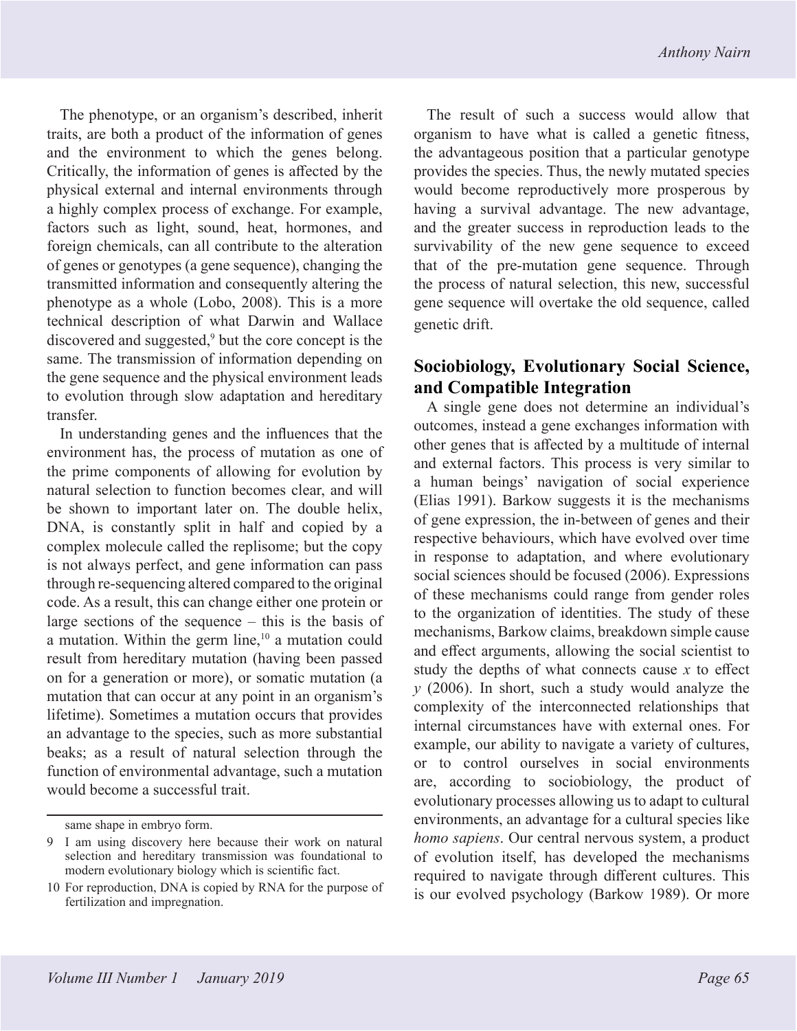The phenotype, or an organism's described, inherit traits, are both a product of the information of genes and the environment to which the genes belong. Critically, the information of genes is affected by the physical external and internal environments through a highly complex process of exchange. For example, factors such as light, sound, heat, hormones, and foreign chemicals, can all contribute to the alteration of genes or genotypes (a gene sequence), changing the transmitted information and consequently altering the phenotype as a whole (Lobo, 2008). This is a more technical description of what Darwin and Wallace discovered and suggested,[9] but the core concept is the same. The transmission of information depending on the gene sequence and the physical environment leads to evolution through slow adaptation and hereditary transfer.

In understanding genes and the influences that the environment has, the process of mutation as one of the prime components of allowing for evolution by natural selection to function becomes clear, and will be shown to important later on. The double helix, DNA, is constantly split in half and copied by a complex molecule called the replisome; but the copy is not always perfect, and gene information can pass through re-sequencing altered compared to the original code. As a result, this can change either one protein or large sections of the sequence – this is the basis of a mutation. Within the germ line,[10] a mutation could result from hereditary mutation (having been passed on for a generation or more), or somatic mutation (a mutation that can occur at any point in an organism's lifetime). Sometimes a mutation occurs that provides an advantage to the species, such as more substantial beaks; as a result of natural selection through the function of environmental advantage, such a mutation would become a successful trait.

The result of such a success would allow that organism to have what is called a genetic fitness, the advantageous position that a particular genotype provides the species. Thus, the newly mutated species would become reproductively more prosperous by having a survival advantage. The new advantage, and the greater success in reproduction leads to the survivability of the new gene sequence to exceed that of the pre-mutation gene sequence. Through the process of natural selection, this new, successful gene sequence will overtake the old sequence, called genetic drift.

## Sociobiology, Evolutionary Social Science, and Compatible Integration

A single gene does not determine an individual's outcomes, instead a gene exchanges information with other genes that is affected by a multitude of internal and external factors. This process is very similar to a human beings' navigation of social experience (Elias 1991). Barkow suggests it is the mechanisms of gene expression, the in-between of genes and their respective behaviours, which have evolved over time in response to adaptation, and where evolutionary social sciences should be focused (2006). Expressions of these mechanisms could range from gender roles to the organization of identities. The study of these mechanisms, Barkow claims, breakdown simple cause and effect arguments, allowing the social scientist to study the depths of what connects cause *x* to effect *y* (2006). In short, such a study would analyze the complexity of the interconnected relationships that internal circumstances have with external ones. For example, our ability to navigate a variety of cultures, or to control ourselves in social environments are, according to sociobiology, the product of evolutionary processes allowing us to adapt to cultural environments, an advantage for a cultural species like *homo sapiens*. Our central nervous system, a product of evolution itself, has developed the mechanisms required to navigate through different cultures. This is our evolved psychology (Barkow 1989). Or more

---

same shape in embryo form.

9 I am using discovery here because their work on natural selection and hereditary transmission was foundational to modern evolutionary biology which is scientific fact.

10 For reproduction, DNA is copied by RNA for the purpose of fertilization and impregnation.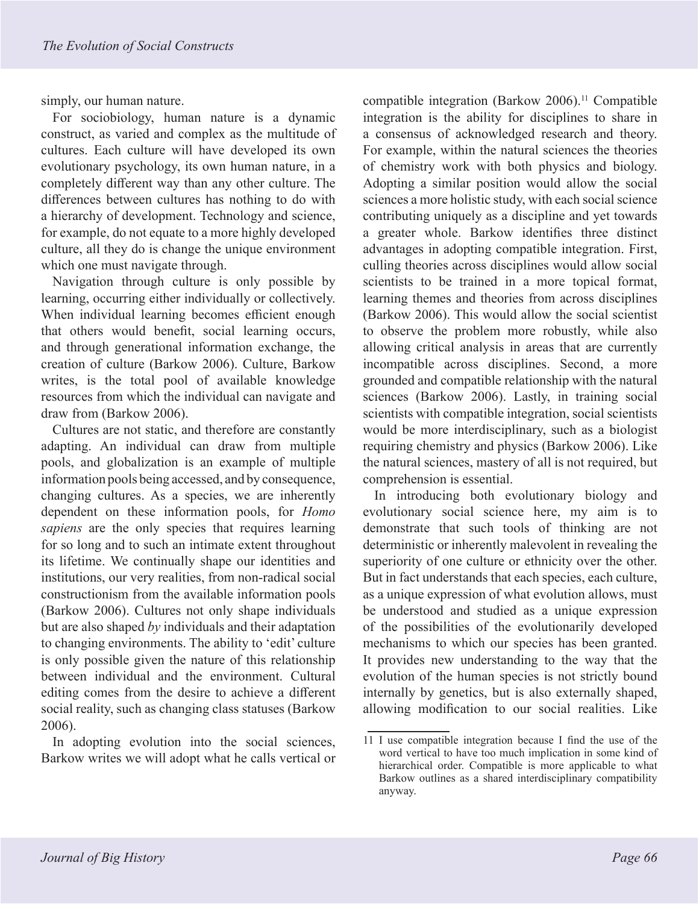simply, our human nature.

For sociobiology, human nature is a dynamic construct, as varied and complex as the multitude of cultures. Each culture will have developed its own evolutionary psychology, its own human nature, in a completely different way than any other culture. The differences between cultures has nothing to do with a hierarchy of development. Technology and science, for example, do not equate to a more highly developed culture, all they do is change the unique environment which one must navigate through.

Navigation through culture is only possible by learning, occurring either individually or collectively. When individual learning becomes efficient enough that others would benefit, social learning occurs, and through generational information exchange, the creation of culture (Barkow 2006). Culture, Barkow writes, is the total pool of available knowledge resources from which the individual can navigate and draw from (Barkow 2006).

Cultures are not static, and therefore are constantly adapting. An individual can draw from multiple pools, and globalization is an example of multiple information pools being accessed, and by consequence, changing cultures. As a species, we are inherently dependent on these information pools, for *Homo sapiens* are the only species that requires learning for so long and to such an intimate extent throughout its lifetime. We continually shape our identities and institutions, our very realities, from non-radical social constructionism from the available information pools (Barkow 2006). Cultures not only shape individuals but are also shaped *by* individuals and their adaptation to changing environments. The ability to 'edit' culture is only possible given the nature of this relationship between individual and the environment. Cultural editing comes from the desire to achieve a different social reality, such as changing class statuses (Barkow 2006).

In adopting evolution into the social sciences, Barkow writes we will adopt what he calls vertical or compatible integration (Barkow 2006).[11] Compatible integration is the ability for disciplines to share in a consensus of acknowledged research and theory. For example, within the natural sciences the theories of chemistry work with both physics and biology. Adopting a similar position would allow the social sciences a more holistic study, with each social science contributing uniquely as a discipline and yet towards a greater whole. Barkow identifies three distinct advantages in adopting compatible integration. First, culling theories across disciplines would allow social scientists to be trained in a more topical format, learning themes and theories from across disciplines (Barkow 2006). This would allow the social scientist to observe the problem more robustly, while also allowing critical analysis in areas that are currently incompatible across disciplines. Second, a more grounded and compatible relationship with the natural sciences (Barkow 2006). Lastly, in training social scientists with compatible integration, social scientists would be more interdisciplinary, such as a biologist requiring chemistry and physics (Barkow 2006). Like the natural sciences, mastery of all is not required, but comprehension is essential.

In introducing both evolutionary biology and evolutionary social science here, my aim is to demonstrate that such tools of thinking are not deterministic or inherently malevolent in revealing the superiority of one culture or ethnicity over the other. But in fact understands that each species, each culture, as a unique expression of what evolution allows, must be understood and studied as a unique expression of the possibilities of the evolutionarily developed mechanisms to which our species has been granted. It provides new understanding to the way that the evolution of the human species is not strictly bound internally by genetics, but is also externally shaped, allowing modification to our social realities. Like

---

11 I use compatible integration because I find the use of the word vertical to have too much implication in some kind of hierarchical order. Compatible is more applicable to what Barkow outlines as a shared interdisciplinary compatibility anyway.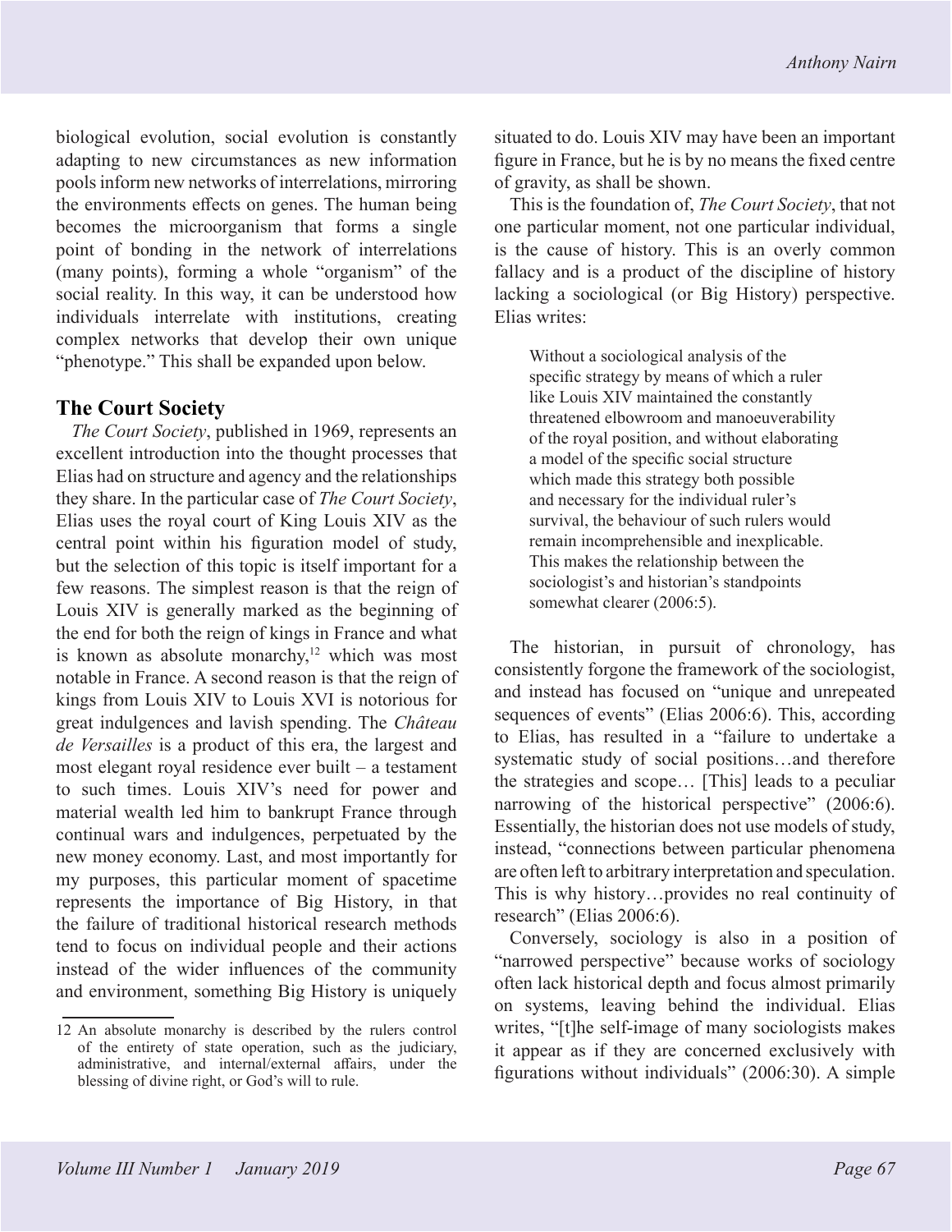biological evolution, social evolution is constantly adapting to new circumstances as new information pools inform new networks of interrelations, mirroring the environments effects on genes. The human being becomes the microorganism that forms a single point of bonding in the network of interrelations (many points), forming a whole "organism" of the social reality. In this way, it can be understood how individuals interrelate with institutions, creating complex networks that develop their own unique "phenotype." This shall be expanded upon below.

## The Court Society

*The Court Society*, published in 1969, represents an excellent introduction into the thought processes that Elias had on structure and agency and the relationships they share. In the particular case of *The Court Society*, Elias uses the royal court of King Louis XIV as the central point within his figuration model of study, but the selection of this topic is itself important for a few reasons. The simplest reason is that the reign of Louis XIV is generally marked as the beginning of the end for both the reign of kings in France and what is known as absolute monarchy,[12] which was most notable in France. A second reason is that the reign of kings from Louis XIV to Louis XVI is notorious for great indulgences and lavish spending. The *Château de Versailles* is a product of this era, the largest and most elegant royal residence ever built – a testament to such times. Louis XIV's need for power and material wealth led him to bankrupt France through continual wars and indulgences, perpetuated by the new money economy. Last, and most importantly for my purposes, this particular moment of spacetime represents the importance of Big History, in that the failure of traditional historical research methods tend to focus on individual people and their actions instead of the wider influences of the community and environment, something Big History is uniquely situated to do. Louis XIV may have been an important figure in France, but he is by no means the fixed centre of gravity, as shall be shown.

This is the foundation of, *The Court Society*, that not one particular moment, not one particular individual, is the cause of history. This is an overly common fallacy and is a product of the discipline of history lacking a sociological (or Big History) perspective. Elias writes:

> Without a sociological analysis of the specific strategy by means of which a ruler like Louis XIV maintained the constantly threatened elbowroom and manoeuverability of the royal position, and without elaborating a model of the specific social structure which made this strategy both possible and necessary for the individual ruler's survival, the behaviour of such rulers would remain incomprehensible and inexplicable. This makes the relationship between the sociologist's and historian's standpoints somewhat clearer (2006:5).

The historian, in pursuit of chronology, has consistently forgone the framework of the sociologist, and instead has focused on "unique and unrepeated sequences of events" (Elias 2006:6). This, according to Elias, has resulted in a "failure to undertake a systematic study of social positions…and therefore the strategies and scope… [This] leads to a peculiar narrowing of the historical perspective" (2006:6). Essentially, the historian does not use models of study, instead, "connections between particular phenomena are often left to arbitrary interpretation and speculation. This is why history…provides no real continuity of research" (Elias 2006:6).

Conversely, sociology is also in a position of "narrowed perspective" because works of sociology often lack historical depth and focus almost primarily on systems, leaving behind the individual. Elias writes, "[t]he self-image of many sociologists makes it appear as if they are concerned exclusively with figurations without individuals" (2006:30). A simple

---

12 An absolute monarchy is described by the rulers control of the entirety of state operation, such as the judiciary, administrative, and internal/external affairs, under the blessing of divine right, or God's will to rule.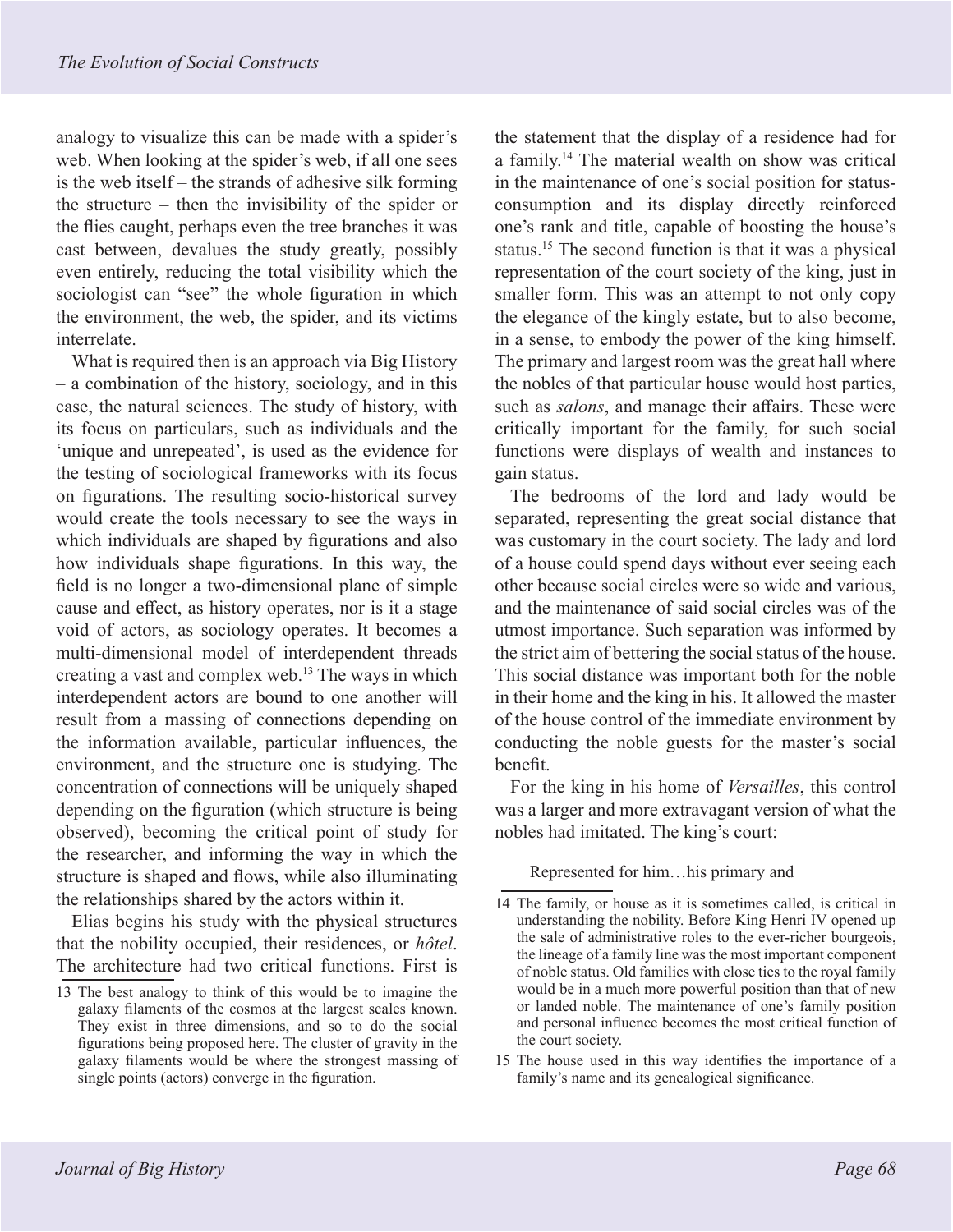analogy to visualize this can be made with a spider's web. When looking at the spider's web, if all one sees is the web itself – the strands of adhesive silk forming the structure – then the invisibility of the spider or the flies caught, perhaps even the tree branches it was cast between, devalues the study greatly, possibly even entirely, reducing the total visibility which the sociologist can "see" the whole figuration in which the environment, the web, the spider, and its victims interrelate.

What is required then is an approach via Big History – a combination of the history, sociology, and in this case, the natural sciences. The study of history, with its focus on particulars, such as individuals and the 'unique and unrepeated', is used as the evidence for the testing of sociological frameworks with its focus on figurations. The resulting socio-historical survey would create the tools necessary to see the ways in which individuals are shaped by figurations and also how individuals shape figurations. In this way, the field is no longer a two-dimensional plane of simple cause and effect, as history operates, nor is it a stage void of actors, as sociology operates. It becomes a multi-dimensional model of interdependent threads creating a vast and complex web.[13] The ways in which interdependent actors are bound to one another will result from a massing of connections depending on the information available, particular influences, the environment, and the structure one is studying. The concentration of connections will be uniquely shaped depending on the figuration (which structure is being observed), becoming the critical point of study for the researcher, and informing the way in which the structure is shaped and flows, while also illuminating the relationships shared by the actors within it.

Elias begins his study with the physical structures that the nobility occupied, their residences, or *hôtel*. The architecture had two critical functions. First is the statement that the display of a residence had for a family.[14] The material wealth on show was critical in the maintenance of one's social position for status-consumption and its display directly reinforced one's rank and title, capable of boosting the house's status.[15] The second function is that it was a physical representation of the court society of the king, just in smaller form. This was an attempt to not only copy the elegance of the kingly estate, but to also become, in a sense, to embody the power of the king himself. The primary and largest room was the great hall where the nobles of that particular house would host parties, such as *salons*, and manage their affairs. These were critically important for the family, for such social functions were displays of wealth and instances to gain status.

The bedrooms of the lord and lady would be separated, representing the great social distance that was customary in the court society. The lady and lord of a house could spend days without ever seeing each other because social circles were so wide and various, and the maintenance of said social circles was of the utmost importance. Such separation was informed by the strict aim of bettering the social status of the house. This social distance was important both for the noble in their home and the king in his. It allowed the master of the house control of the immediate environment by conducting the noble guests for the master's social benefit.

For the king in his home of *Versailles*, this control was a larger and more extravagant version of what the nobles had imitated. The king's court:

> Represented for him…his primary and

---

13 The best analogy to think of this would be to imagine the galaxy filaments of the cosmos at the largest scales known. They exist in three dimensions, and so to do the social figurations being proposed here. The cluster of gravity in the galaxy filaments would be where the strongest massing of single points (actors) converge in the figuration.

14 The family, or house as it is sometimes called, is critical in understanding the nobility. Before King Henri IV opened up the sale of administrative roles to the ever-richer bourgeois, the lineage of a family line was the most important component of noble status. Old families with close ties to the royal family would be in a much more powerful position than that of new or landed noble. The maintenance of one's family position and personal influence becomes the most critical function of the court society.

15 The house used in this way identifies the importance of a family's name and its genealogical significance.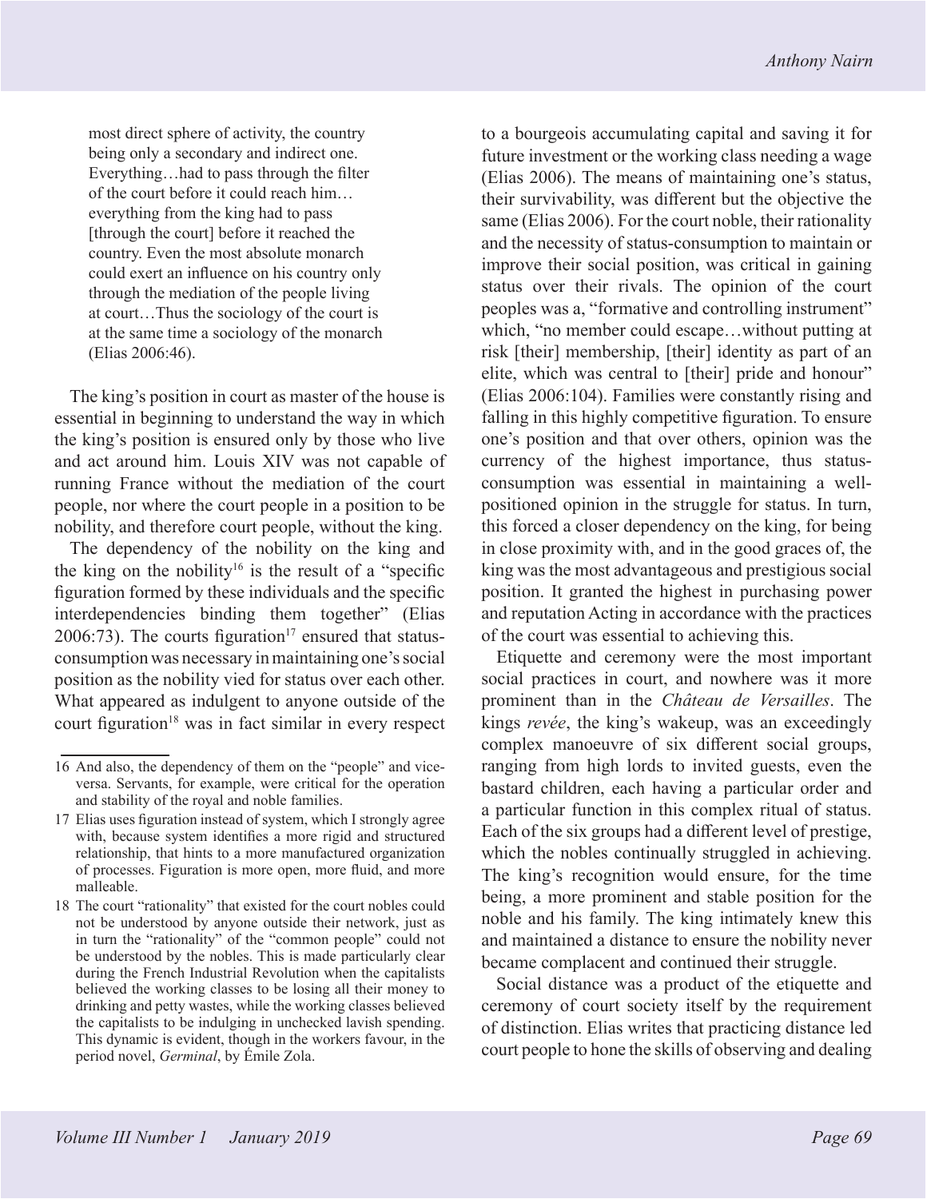> most direct sphere of activity, the country being only a secondary and indirect one. Everything…had to pass through the filter of the court before it could reach him…everything from the king had to pass [through the court] before it reached the country. Even the most absolute monarch could exert an influence on his country only through the mediation of the people living at court…Thus the sociology of the court is at the same time a sociology of the monarch (Elias 2006:46).

The king's position in court as master of the house is essential in beginning to understand the way in which the king's position is ensured only by those who live and act around him. Louis XIV was not capable of running France without the mediation of the court people, nor where the court people in a position to be nobility, and therefore court people, without the king.

The dependency of the nobility on the king and the king on the nobility[16] is the result of a "specific figuration formed by these individuals and the specific interdependencies binding them together" (Elias 2006:73). The courts figuration[17] ensured that status-consumption was necessary in maintaining one's social position as the nobility vied for status over each other. What appeared as indulgent to anyone outside of the court figuration[18] was in fact similar in every respect to a bourgeois accumulating capital and saving it for future investment or the working class needing a wage (Elias 2006). The means of maintaining one's status, their survivability, was different but the objective the same (Elias 2006). For the court noble, their rationality and the necessity of status-consumption to maintain or improve their social position, was critical in gaining status over their rivals. The opinion of the court peoples was a, "formative and controlling instrument" which, "no member could escape…without putting at risk [their] membership, [their] identity as part of an elite, which was central to [their] pride and honour" (Elias 2006:104). Families were constantly rising and falling in this highly competitive figuration. To ensure one's position and that over others, opinion was the currency of the highest importance, thus status-consumption was essential in maintaining a well-positioned opinion in the struggle for status. In turn, this forced a closer dependency on the king, for being in close proximity with, and in the good graces of, the king was the most advantageous and prestigious social position. It granted the highest in purchasing power and reputation Acting in accordance with the practices of the court was essential to achieving this.

Etiquette and ceremony were the most important social practices in court, and nowhere was it more prominent than in the *Château de Versailles*. The kings *revée*, the king's wakeup, was an exceedingly complex manoeuvre of six different social groups, ranging from high lords to invited guests, even the bastard children, each having a particular order and a particular function in this complex ritual of status. Each of the six groups had a different level of prestige, which the nobles continually struggled in achieving. The king's recognition would ensure, for the time being, a more prominent and stable position for the noble and his family. The king intimately knew this and maintained a distance to ensure the nobility never became complacent and continued their struggle.

Social distance was a product of the etiquette and ceremony of court society itself by the requirement of distinction. Elias writes that practicing distance led court people to hone the skills of observing and dealing

---

16 And also, the dependency of them on the "people" and vice-versa. Servants, for example, were critical for the operation and stability of the royal and noble families.

17 Elias uses figuration instead of system, which I strongly agree with, because system identifies a more rigid and structured relationship, that hints to a more manufactured organization of processes. Figuration is more open, more fluid, and more malleable.

18 The court "rationality" that existed for the court nobles could not be understood by anyone outside their network, just as in turn the "rationality" of the "common people" could not be understood by the nobles. This is made particularly clear during the French Industrial Revolution when the capitalists believed the working classes to be losing all their money to drinking and petty wastes, while the working classes believed the capitalists to be indulging in unchecked lavish spending. This dynamic is evident, though in the workers favour, in the period novel, *Germinal*, by Émile Zola.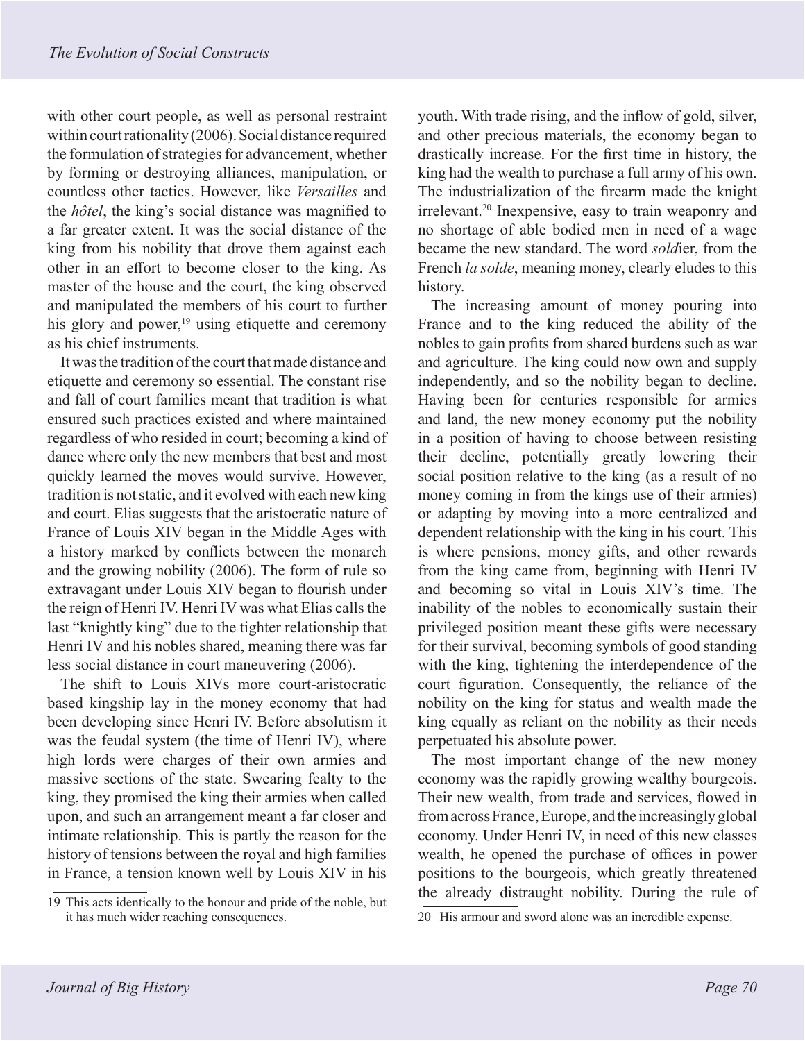with other court people, as well as personal restraint within court rationality (2006). Social distance required the formulation of strategies for advancement, whether by forming or destroying alliances, manipulation, or countless other tactics. However, like *Versailles* and the *hôtel*, the king's social distance was magnified to a far greater extent. It was the social distance of the king from his nobility that drove them against each other in an effort to become closer to the king. As master of the house and the court, the king observed and manipulated the members of his court to further his glory and power,[19] using etiquette and ceremony as his chief instruments.

It was the tradition of the court that made distance and etiquette and ceremony so essential. The constant rise and fall of court families meant that tradition is what ensured such practices existed and where maintained regardless of who resided in court; becoming a kind of dance where only the new members that best and most quickly learned the moves would survive. However, tradition is not static, and it evolved with each new king and court. Elias suggests that the aristocratic nature of France of Louis XIV began in the Middle Ages with a history marked by conflicts between the monarch and the growing nobility (2006). The form of rule so extravagant under Louis XIV began to flourish under the reign of Henri IV. Henri IV was what Elias calls the last "knightly king" due to the tighter relationship that Henri IV and his nobles shared, meaning there was far less social distance in court maneuvering (2006).

The shift to Louis XIVs more court-aristocratic based kingship lay in the money economy that had been developing since Henri IV. Before absolutism it was the feudal system (the time of Henri IV), where high lords were charges of their own armies and massive sections of the state. Swearing fealty to the king, they promised the king their armies when called upon, and such an arrangement meant a far closer and intimate relationship. This is partly the reason for the history of tensions between the royal and high families in France, a tension known well by Louis XIV in his youth. With trade rising, and the inflow of gold, silver, and other precious materials, the economy began to drastically increase. For the first time in history, the king had the wealth to purchase a full army of his own. The industrialization of the firearm made the knight irrelevant.[20] Inexpensive, easy to train weaponry and no shortage of able bodied men in need of a wage became the new standard. The word *sold*ier, from the French *la solde*, meaning money, clearly eludes to this history.

The increasing amount of money pouring into France and to the king reduced the ability of the nobles to gain profits from shared burdens such as war and agriculture. The king could now own and supply independently, and so the nobility began to decline. Having been for centuries responsible for armies and land, the new money economy put the nobility in a position of having to choose between resisting their decline, potentially greatly lowering their social position relative to the king (as a result of no money coming in from the kings use of their armies) or adapting by moving into a more centralized and dependent relationship with the king in his court. This is where pensions, money gifts, and other rewards from the king came from, beginning with Henri IV and becoming so vital in Louis XIV's time. The inability of the nobles to economically sustain their privileged position meant these gifts were necessary for their survival, becoming symbols of good standing with the king, tightening the interdependence of the court figuration. Consequently, the reliance of the nobility on the king for status and wealth made the king equally as reliant on the nobility as their needs perpetuated his absolute power.

The most important change of the new money economy was the rapidly growing wealthy bourgeois. Their new wealth, from trade and services, flowed in from across France, Europe, and the increasingly global economy. Under Henri IV, in need of this new classes wealth, he opened the purchase of offices in power positions to the bourgeois, which greatly threatened the already distraught nobility. During the rule of

19 This acts identically to the honour and pride of the noble, but it has much wider reaching consequences.

20 His armour and sword alone was an incredible expense.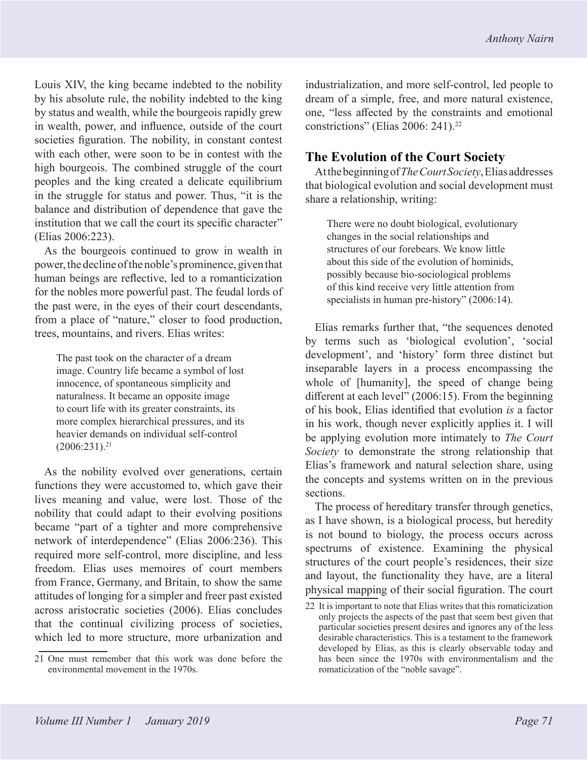Louis XIV, the king became indebted to the nobility by his absolute rule, the nobility indebted to the king by status and wealth, while the bourgeois rapidly grew in wealth, power, and influence, outside of the court societies figuration. The nobility, in constant contest with each other, were soon to be in contest with the high bourgeois. The combined struggle of the court peoples and the king created a delicate equilibrium in the struggle for status and power. Thus, "it is the balance and distribution of dependence that gave the institution that we call the court its specific character" (Elias 2006:223).

As the bourgeois continued to grow in wealth in power, the decline of the noble's prominence, given that human beings are reflective, led to a romanticization for the nobles more powerful past. The feudal lords of the past were, in the eyes of their court descendants, from a place of "nature," closer to food production, trees, mountains, and rivers. Elias writes:

> The past took on the character of a dream image. Country life became a symbol of lost innocence, of spontaneous simplicity and naturalness. It became an opposite image to court life with its greater constraints, its more complex hierarchical pressures, and its heavier demands on individual self-control (2006:231).[21]

As the nobility evolved over generations, certain functions they were accustomed to, which gave their lives meaning and value, were lost. Those of the nobility that could adapt to their evolving positions became "part of a tighter and more comprehensive network of interdependence" (Elias 2006:236). This required more self-control, more discipline, and less freedom. Elias uses memoires of court members from France, Germany, and Britain, to show the same attitudes of longing for a simpler and freer past existed across aristocratic societies (2006). Elias concludes that the continual civilizing process of societies, which led to more structure, more urbanization and industrialization, and more self-control, led people to dream of a simple, free, and more natural existence, one, "less affected by the constraints and emotional constrictions" (Elias 2006: 241).[22]

## The Evolution of the Court Society

At the beginning of *The Court Society*, Elias addresses that biological evolution and social development must share a relationship, writing:

> There were no doubt biological, evolutionary changes in the social relationships and structures of our forebears. We know little about this side of the evolution of hominids, possibly because bio-sociological problems of this kind receive very little attention from specialists in human pre-history" (2006:14).

Elias remarks further that, "the sequences denoted by terms such as 'biological evolution', 'social development', and 'history' form three distinct but inseparable layers in a process encompassing the whole of [humanity], the speed of change being different at each level" (2006:15). From the beginning of his book, Elias identified that evolution *is* a factor in his work, though never explicitly applies it. I will be applying evolution more intimately to *The Court Society* to demonstrate the strong relationship that Elias's framework and natural selection share, using the concepts and systems written on in the previous sections.

The process of hereditary transfer through genetics, as I have shown, is a biological process, but heredity is not bound to biology, the process occurs across spectrums of existence. Examining the physical structures of the court people's residences, their size and layout, the functionality they have, are a literal physical mapping of their social figuration. The court

---

21 One must remember that this work was done before the environmental movement in the 1970s.

22 It is important to note that Elias writes that this romaticization only projects the aspects of the past that seem best given that particular societies present desires and ignores any of the less desirable characteristics. This is a testament to the framework developed by Elias, as this is clearly observable today and has been since the 1970s with environmentalism and the romaticization of the "noble savage".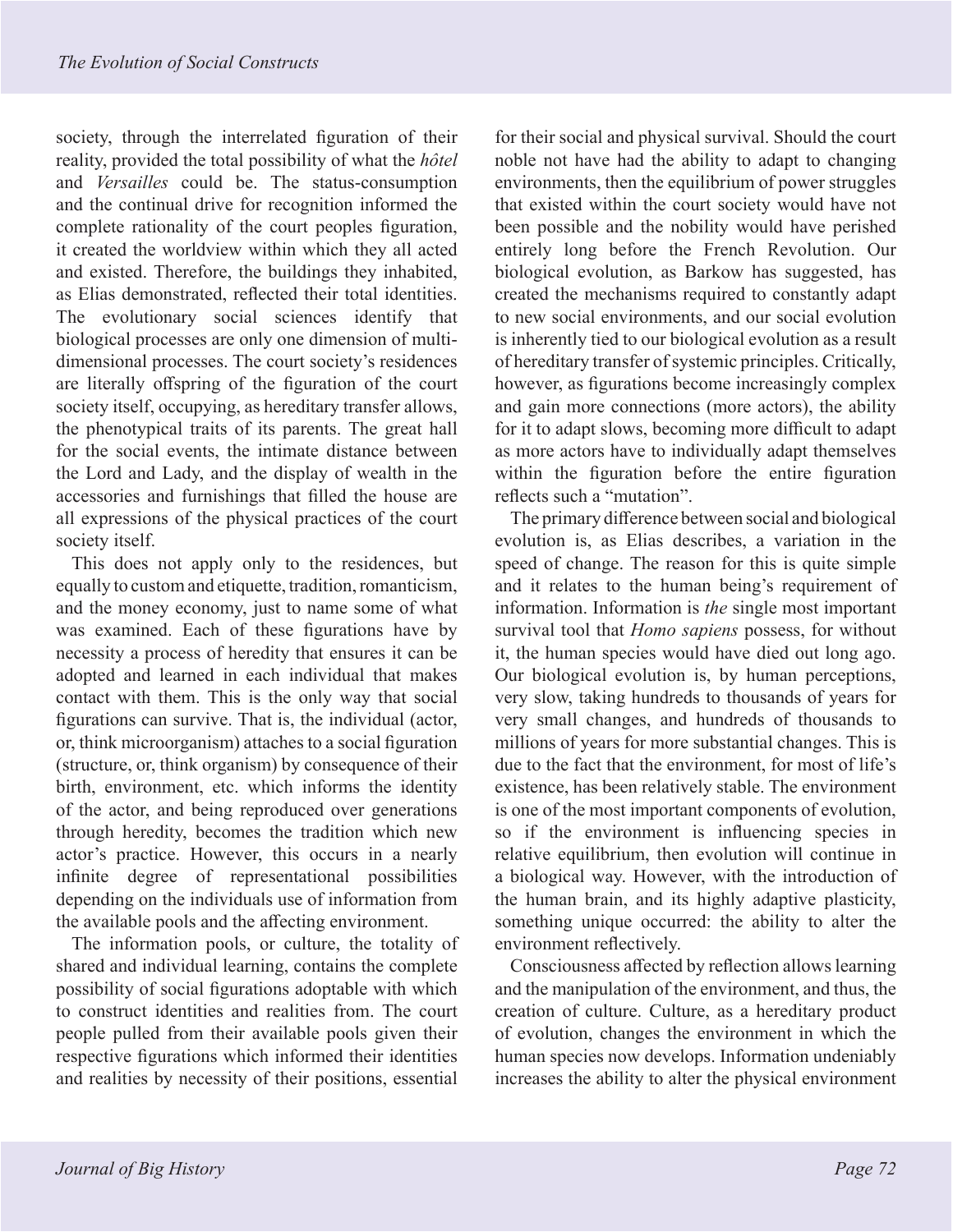society, through the interrelated figuration of their reality, provided the total possibility of what the *hôtel* and *Versailles* could be. The status-consumption and the continual drive for recognition informed the complete rationality of the court peoples figuration, it created the worldview within which they all acted and existed. Therefore, the buildings they inhabited, as Elias demonstrated, reflected their total identities. The evolutionary social sciences identify that biological processes are only one dimension of multi-dimensional processes. The court society's residences are literally offspring of the figuration of the court society itself, occupying, as hereditary transfer allows, the phenotypical traits of its parents. The great hall for the social events, the intimate distance between the Lord and Lady, and the display of wealth in the accessories and furnishings that filled the house are all expressions of the physical practices of the court society itself.

This does not apply only to the residences, but equally to custom and etiquette, tradition, romanticism, and the money economy, just to name some of what was examined. Each of these figurations have by necessity a process of heredity that ensures it can be adopted and learned in each individual that makes contact with them. This is the only way that social figurations can survive. That is, the individual (actor, or, think microorganism) attaches to a social figuration (structure, or, think organism) by consequence of their birth, environment, etc. which informs the identity of the actor, and being reproduced over generations through heredity, becomes the tradition which new actor's practice. However, this occurs in a nearly infinite degree of representational possibilities depending on the individuals use of information from the available pools and the affecting environment.

The information pools, or culture, the totality of shared and individual learning, contains the complete possibility of social figurations adoptable with which to construct identities and realities from. The court people pulled from their available pools given their respective figurations which informed their identities and realities by necessity of their positions, essential for their social and physical survival. Should the court noble not have had the ability to adapt to changing environments, then the equilibrium of power struggles that existed within the court society would have not been possible and the nobility would have perished entirely long before the French Revolution. Our biological evolution, as Barkow has suggested, has created the mechanisms required to constantly adapt to new social environments, and our social evolution is inherently tied to our biological evolution as a result of hereditary transfer of systemic principles. Critically, however, as figurations become increasingly complex and gain more connections (more actors), the ability for it to adapt slows, becoming more difficult to adapt as more actors have to individually adapt themselves within the figuration before the entire figuration reflects such a "mutation".

The primary difference between social and biological evolution is, as Elias describes, a variation in the speed of change. The reason for this is quite simple and it relates to the human being's requirement of information. Information is *the* single most important survival tool that *Homo sapiens* possess, for without it, the human species would have died out long ago. Our biological evolution is, by human perceptions, very slow, taking hundreds to thousands of years for very small changes, and hundreds of thousands to millions of years for more substantial changes. This is due to the fact that the environment, for most of life's existence, has been relatively stable. The environment is one of the most important components of evolution, so if the environment is influencing species in relative equilibrium, then evolution will continue in a biological way. However, with the introduction of the human brain, and its highly adaptive plasticity, something unique occurred: the ability to alter the environment reflectively.

Consciousness affected by reflection allows learning and the manipulation of the environment, and thus, the creation of culture. Culture, as a hereditary product of evolution, changes the environment in which the human species now develops. Information undeniably increases the ability to alter the physical environment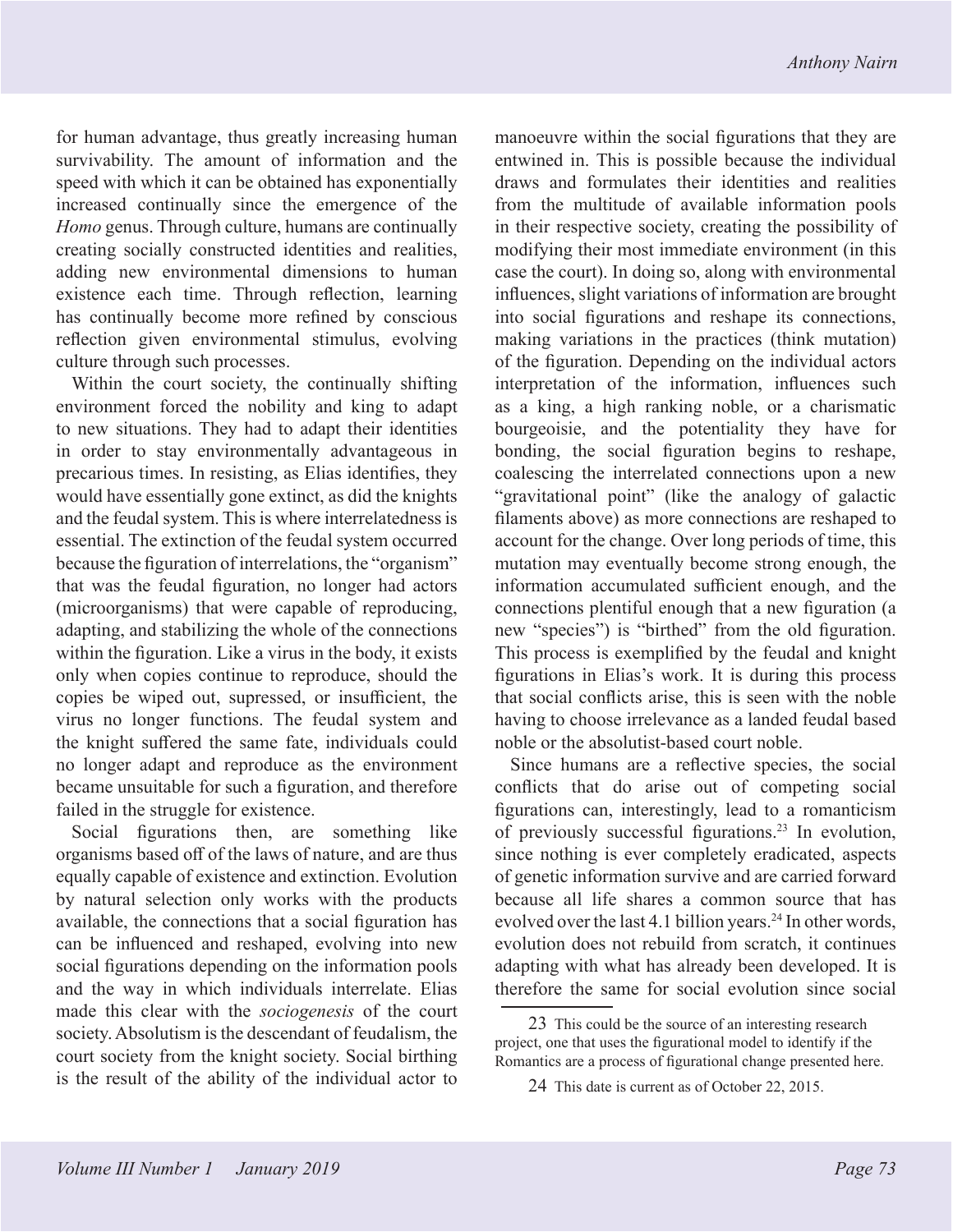for human advantage, thus greatly increasing human survivability. The amount of information and the speed with which it can be obtained has exponentially increased continually since the emergence of the *Homo* genus. Through culture, humans are continually creating socially constructed identities and realities, adding new environmental dimensions to human existence each time. Through reflection, learning has continually become more refined by conscious reflection given environmental stimulus, evolving culture through such processes.

Within the court society, the continually shifting environment forced the nobility and king to adapt to new situations. They had to adapt their identities in order to stay environmentally advantageous in precarious times. In resisting, as Elias identifies, they would have essentially gone extinct, as did the knights and the feudal system. This is where interrelatedness is essential. The extinction of the feudal system occurred because the figuration of interrelations, the "organism" that was the feudal figuration, no longer had actors (microorganisms) that were capable of reproducing, adapting, and stabilizing the whole of the connections within the figuration. Like a virus in the body, it exists only when copies continue to reproduce, should the copies be wiped out, supressed, or insufficient, the virus no longer functions. The feudal system and the knight suffered the same fate, individuals could no longer adapt and reproduce as the environment became unsuitable for such a figuration, and therefore failed in the struggle for existence.

Social figurations then, are something like organisms based off of the laws of nature, and are thus equally capable of existence and extinction. Evolution by natural selection only works with the products available, the connections that a social figuration has can be influenced and reshaped, evolving into new social figurations depending on the information pools and the way in which individuals interrelate. Elias made this clear with the *sociogenesis* of the court society. Absolutism is the descendant of feudalism, the court society from the knight society. Social birthing is the result of the ability of the individual actor to manoeuvre within the social figurations that they are entwined in. This is possible because the individual draws and formulates their identities and realities from the multitude of available information pools in their respective society, creating the possibility of modifying their most immediate environment (in this case the court). In doing so, along with environmental influences, slight variations of information are brought into social figurations and reshape its connections, making variations in the practices (think mutation) of the figuration. Depending on the individual actors interpretation of the information, influences such as a king, a high ranking noble, or a charismatic bourgeoisie, and the potentiality they have for bonding, the social figuration begins to reshape, coalescing the interrelated connections upon a new "gravitational point" (like the analogy of galactic filaments above) as more connections are reshaped to account for the change. Over long periods of time, this mutation may eventually become strong enough, the information accumulated sufficient enough, and the connections plentiful enough that a new figuration (a new "species") is "birthed" from the old figuration. This process is exemplified by the feudal and knight figurations in Elias's work. It is during this process that social conflicts arise, this is seen with the noble having to choose irrelevance as a landed feudal based noble or the absolutist-based court noble.

Since humans are a reflective species, the social conflicts that do arise out of competing social figurations can, interestingly, lead to a romanticism of previously successful figurations.[23] In evolution, since nothing is ever completely eradicated, aspects of genetic information survive and are carried forward because all life shares a common source that has evolved over the last 4.1 billion years.[24] In other words, evolution does not rebuild from scratch, it continues adapting with what has already been developed. It is therefore the same for social evolution since social

---

23 This could be the source of an interesting research project, one that uses the figurational model to identify if the Romantics are a process of figurational change presented here.

24 This date is current as of October 22, 2015.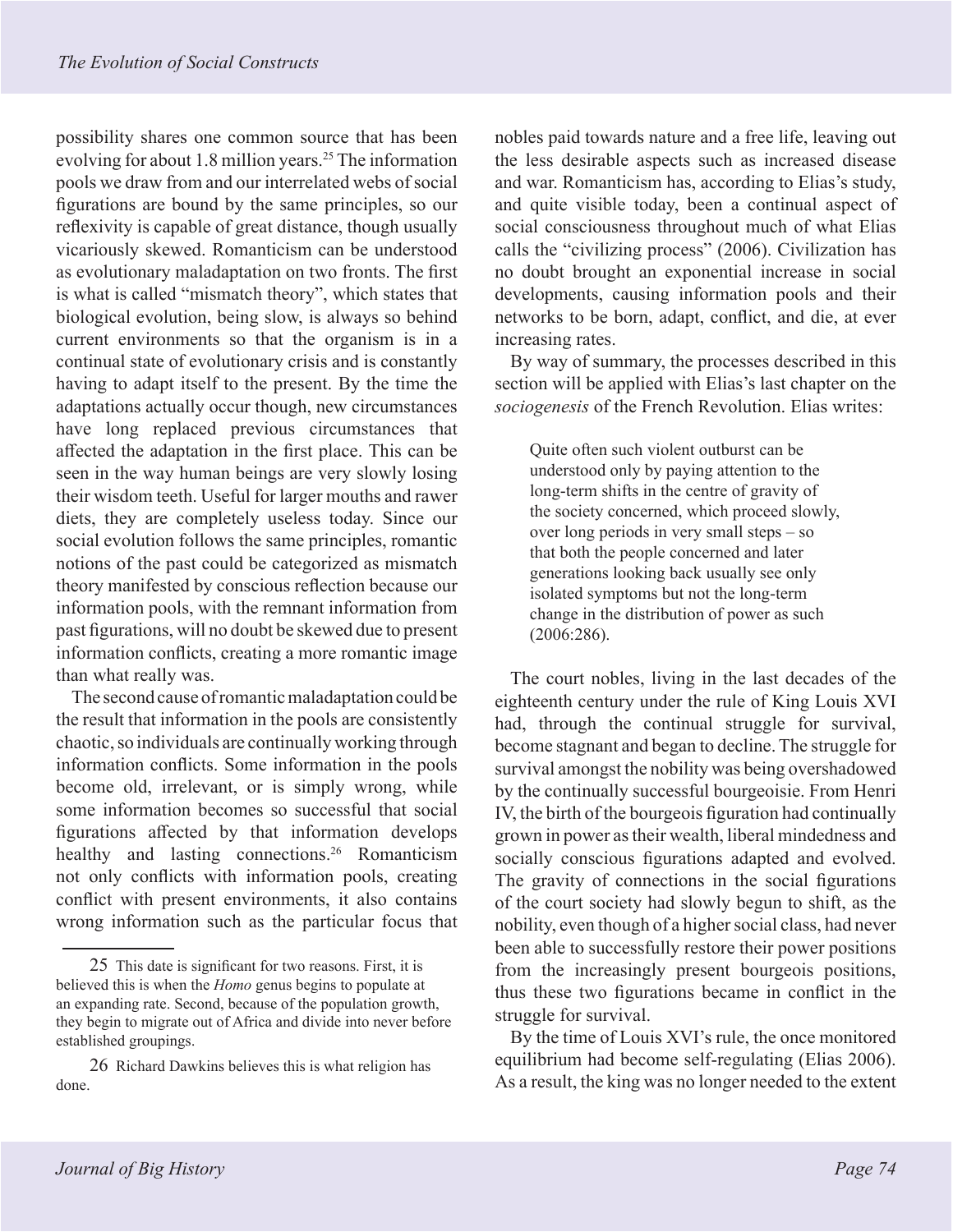possibility shares one common source that has been evolving for about 1.8 million years.[25] The information pools we draw from and our interrelated webs of social figurations are bound by the same principles, so our reflexivity is capable of great distance, though usually vicariously skewed. Romanticism can be understood as evolutionary maladaptation on two fronts. The first is what is called "mismatch theory", which states that biological evolution, being slow, is always so behind current environments so that the organism is in a continual state of evolutionary crisis and is constantly having to adapt itself to the present. By the time the adaptations actually occur though, new circumstances have long replaced previous circumstances that affected the adaptation in the first place. This can be seen in the way human beings are very slowly losing their wisdom teeth. Useful for larger mouths and rawer diets, they are completely useless today. Since our social evolution follows the same principles, romantic notions of the past could be categorized as mismatch theory manifested by conscious reflection because our information pools, with the remnant information from past figurations, will no doubt be skewed due to present information conflicts, creating a more romantic image than what really was.

The second cause of romantic maladaptation could be the result that information in the pools are consistently chaotic, so individuals are continually working through information conflicts. Some information in the pools become old, irrelevant, or is simply wrong, while some information becomes so successful that social figurations affected by that information develops healthy and lasting connections.[26] Romanticism not only conflicts with information pools, creating conflict with present environments, it also contains wrong information such as the particular focus that nobles paid towards nature and a free life, leaving out the less desirable aspects such as increased disease and war. Romanticism has, according to Elias's study, and quite visible today, been a continual aspect of social consciousness throughout much of what Elias calls the "civilizing process" (2006). Civilization has no doubt brought an exponential increase in social developments, causing information pools and their networks to be born, adapt, conflict, and die, at ever increasing rates.

By way of summary, the processes described in this section will be applied with Elias's last chapter on the *sociogenesis* of the French Revolution. Elias writes:

> Quite often such violent outburst can be understood only by paying attention to the long-term shifts in the centre of gravity of the society concerned, which proceed slowly, over long periods in very small steps – so that both the people concerned and later generations looking back usually see only isolated symptoms but not the long-term change in the distribution of power as such (2006:286).

The court nobles, living in the last decades of the eighteenth century under the rule of King Louis XVI had, through the continual struggle for survival, become stagnant and began to decline. The struggle for survival amongst the nobility was being overshadowed by the continually successful bourgeoisie. From Henri IV, the birth of the bourgeois figuration had continually grown in power as their wealth, liberal mindedness and socially conscious figurations adapted and evolved. The gravity of connections in the social figurations of the court society had slowly begun to shift, as the nobility, even though of a higher social class, had never been able to successfully restore their power positions from the increasingly present bourgeois positions, thus these two figurations became in conflict in the struggle for survival.

By the time of Louis XVI's rule, the once monitored equilibrium had become self-regulating (Elias 2006). As a result, the king was no longer needed to the extent

---

25 This date is significant for two reasons. First, it is believed this is when the *Homo* genus begins to populate at an expanding rate. Second, because of the population growth, they begin to migrate out of Africa and divide into never before established groupings.

26 Richard Dawkins believes this is what religion has done.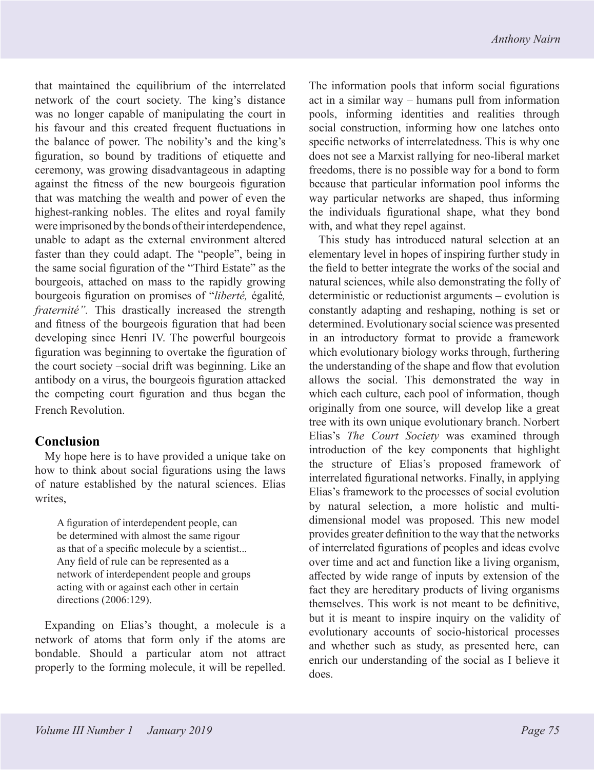that maintained the equilibrium of the interrelated network of the court society. The king's distance was no longer capable of manipulating the court in his favour and this created frequent fluctuations in the balance of power. The nobility's and the king's figuration, so bound by traditions of etiquette and ceremony, was growing disadvantageous in adapting against the fitness of the new bourgeois figuration that was matching the wealth and power of even the highest-ranking nobles. The elites and royal family were imprisoned by the bonds of their interdependence, unable to adapt as the external environment altered faster than they could adapt. The "people", being in the same social figuration of the "Third Estate" as the bourgeois, attached on mass to the rapidly growing bourgeois figuration on promises of "*liberté,* égalité*, fraternité"*. This drastically increased the strength and fitness of the bourgeois figuration that had been developing since Henri IV. The powerful bourgeois figuration was beginning to overtake the figuration of the court society –social drift was beginning. Like an antibody on a virus, the bourgeois figuration attacked the competing court figuration and thus began the French Revolution.

## Conclusion

My hope here is to have provided a unique take on how to think about social figurations using the laws of nature established by the natural sciences. Elias writes,

> A figuration of interdependent people, can be determined with almost the same rigour as that of a specific molecule by a scientist... Any field of rule can be represented as a network of interdependent people and groups acting with or against each other in certain directions (2006:129).

Expanding on Elias's thought, a molecule is a network of atoms that form only if the atoms are bondable. Should a particular atom not attract properly to the forming molecule, it will be repelled. The information pools that inform social figurations act in a similar way – humans pull from information pools, informing identities and realities through social construction, informing how one latches onto specific networks of interrelatedness. This is why one does not see a Marxist rallying for neo-liberal market freedoms, there is no possible way for a bond to form because that particular information pool informs the way particular networks are shaped, thus informing the individuals figurational shape, what they bond with, and what they repel against.

This study has introduced natural selection at an elementary level in hopes of inspiring further study in the field to better integrate the works of the social and natural sciences, while also demonstrating the folly of deterministic or reductionist arguments – evolution is constantly adapting and reshaping, nothing is set or determined. Evolutionary social science was presented in an introductory format to provide a framework which evolutionary biology works through, furthering the understanding of the shape and flow that evolution allows the social. This demonstrated the way in which each culture, each pool of information, though originally from one source, will develop like a great tree with its own unique evolutionary branch. Norbert Elias's *The Court Society* was examined through introduction of the key components that highlight the structure of Elias's proposed framework of interrelated figurational networks. Finally, in applying Elias's framework to the processes of social evolution by natural selection, a more holistic and multi-dimensional model was proposed. This new model provides greater definition to the way that the networks of interrelated figurations of peoples and ideas evolve over time and act and function like a living organism, affected by wide range of inputs by extension of the fact they are hereditary products of living organisms themselves. This work is not meant to be definitive, but it is meant to inspire inquiry on the validity of evolutionary accounts of socio-historical processes and whether such as study, as presented here, can enrich our understanding of the social as I believe it does.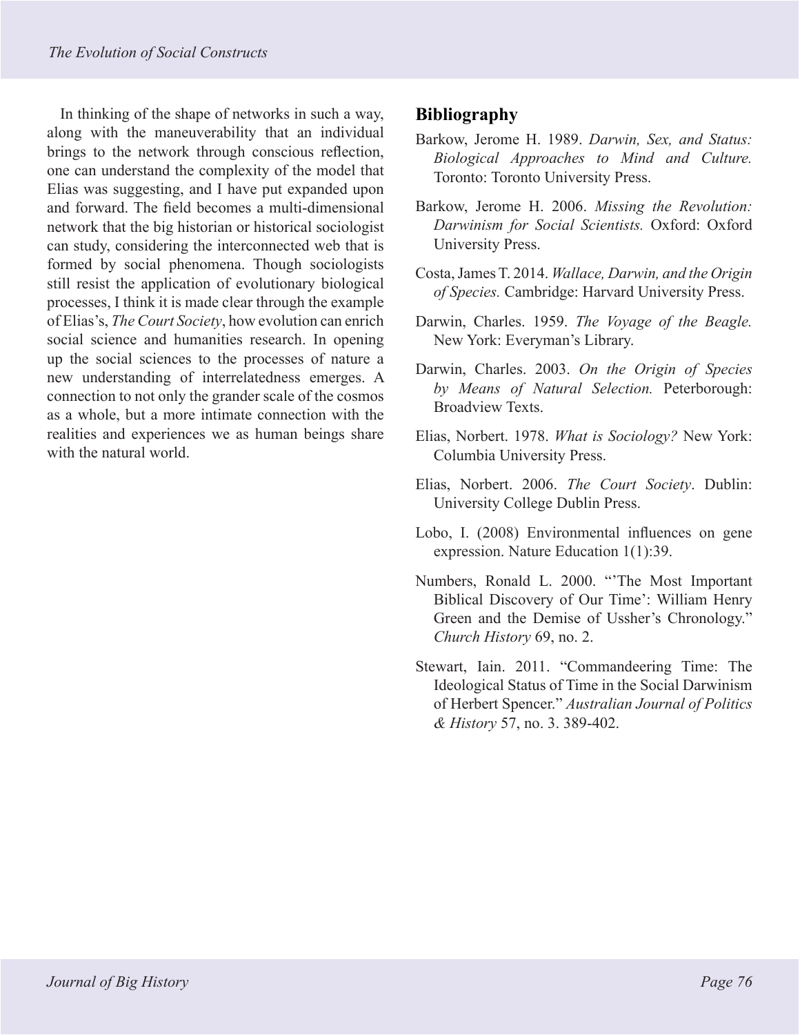In thinking of the shape of networks in such a way, along with the maneuverability that an individual brings to the network through conscious reflection, one can understand the complexity of the model that Elias was suggesting, and I have put expanded upon and forward. The field becomes a multi-dimensional network that the big historian or historical sociologist can study, considering the interconnected web that is formed by social phenomena. Though sociologists still resist the application of evolutionary biological processes, I think it is made clear through the example of Elias's, *The Court Society*, how evolution can enrich social science and humanities research. In opening up the social sciences to the processes of nature a new understanding of interrelatedness emerges. A connection to not only the grander scale of the cosmos as a whole, but a more intimate connection with the realities and experiences we as human beings share with the natural world.

## Bibliography

Barkow, Jerome H. 1989. *Darwin, Sex, and Status: Biological Approaches to Mind and Culture.* Toronto: Toronto University Press.

Barkow, Jerome H. 2006. *Missing the Revolution: Darwinism for Social Scientists.* Oxford: Oxford University Press.

Costa, James T. 2014. *Wallace, Darwin, and the Origin of Species.* Cambridge: Harvard University Press.

Darwin, Charles. 1959. *The Voyage of the Beagle.* New York: Everyman's Library.

Darwin, Charles. 2003. *On the Origin of Species by Means of Natural Selection.* Peterborough: Broadview Texts.

Elias, Norbert. 1978. *What is Sociology?* New York: Columbia University Press.

Elias, Norbert. 2006. *The Court Society*. Dublin: University College Dublin Press.

Lobo, I. (2008) Environmental influences on gene expression. Nature Education 1(1):39.

Numbers, Ronald L. 2000. "'The Most Important Biblical Discovery of Our Time': William Henry Green and the Demise of Ussher's Chronology." *Church History* 69, no. 2.

Stewart, Iain. 2011. "Commandeering Time: The Ideological Status of Time in the Social Darwinism of Herbert Spencer." *Australian Journal of Politics & History* 57, no. 3. 389-402.